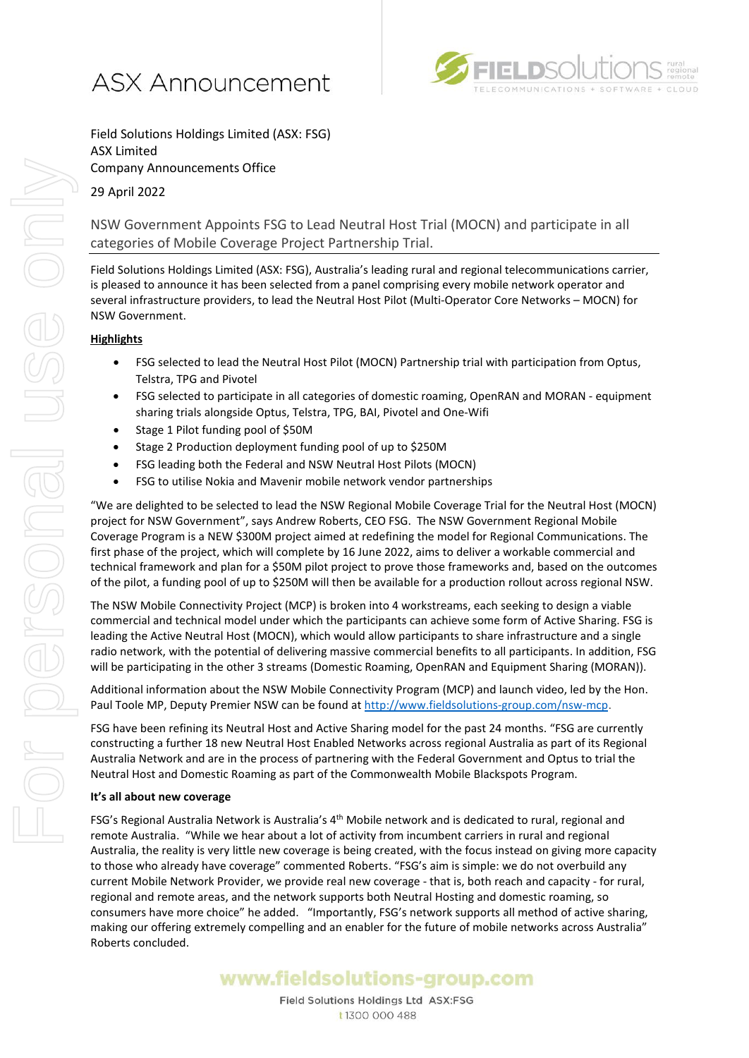# ASX Announcement

Field Solutions Holdings Limited (ASX: FSG)
ASX Limited
Company Announcements Office

29 April 2022

## NSW Government Appoints FSG to Lead Neutral Host Trial (MOCN) and participate in all categories of Mobile Coverage Project Partnership Trial.

Field Solutions Holdings Limited (ASX: FSG), Australia's leading rural and regional telecommunications carrier, is pleased to announce it has been selected from a panel comprising every mobile network operator and several infrastructure providers, to lead the Neutral Host Pilot (Multi-Operator Core Networks – MOCN) for NSW Government.

**Highlights**

- FSG selected to lead the Neutral Host Pilot (MOCN) Partnership trial with participation from Optus, Telstra, TPG and Pivotel
- FSG selected to participate in all categories of domestic roaming, OpenRAN and MORAN - equipment sharing trials alongside Optus, Telstra, TPG, BAI, Pivotel and One-Wifi
- Stage 1 Pilot funding pool of $50M
- Stage 2 Production deployment funding pool of up to $250M
- FSG leading both the Federal and NSW Neutral Host Pilots (MOCN)
- FSG to utilise Nokia and Mavenir mobile network vendor partnerships

"We are delighted to be selected to lead the NSW Regional Mobile Coverage Trial for the Neutral Host (MOCN) project for NSW Government", says Andrew Roberts, CEO FSG. The NSW Government Regional Mobile Coverage Program is a NEW $300M project aimed at redefining the model for Regional Communications. The first phase of the project, which will complete by 16 June 2022, aims to deliver a workable commercial and technical framework and plan for a $50M pilot project to prove those frameworks and, based on the outcomes of the pilot, a funding pool of up to $250M will then be available for a production rollout across regional NSW.

The NSW Mobile Connectivity Project (MCP) is broken into 4 workstreams, each seeking to design a viable commercial and technical model under which the participants can achieve some form of Active Sharing. FSG is leading the Active Neutral Host (MOCN), which would allow participants to share infrastructure and a single radio network, with the potential of delivering massive commercial benefits to all participants. In addition, FSG will be participating in the other 3 streams (Domestic Roaming, OpenRAN and Equipment Sharing (MORAN)).

Additional information about the NSW Mobile Connectivity Program (MCP) and launch video, led by the Hon. Paul Toole MP, Deputy Premier NSW can be found at http://www.fieldsolutions-group.com/nsw-mcp.

FSG have been refining its Neutral Host and Active Sharing model for the past 24 months. "FSG are currently constructing a further 18 new Neutral Host Enabled Networks across regional Australia as part of its Regional Australia Network and are in the process of partnering with the Federal Government and Optus to trial the Neutral Host and Domestic Roaming as part of the Commonwealth Mobile Blackspots Program.

**It's all about new coverage**

FSG's Regional Australia Network is Australia's 4th Mobile network and is dedicated to rural, regional and remote Australia. "While we hear about a lot of activity from incumbent carriers in rural and regional Australia, the reality is very little new coverage is being created, with the focus instead on giving more capacity to those who already have coverage" commented Roberts. "FSG's aim is simple: we do not overbuild any current Mobile Network Provider, we provide real new coverage - that is, both reach and capacity - for rural, regional and remote areas, and the network supports both Neutral Hosting and domestic roaming, so consumers have more choice" he added. "Importantly, FSG's network supports all method of active sharing, making our offering extremely compelling and an enabler for the future of mobile networks across Australia" Roberts concluded.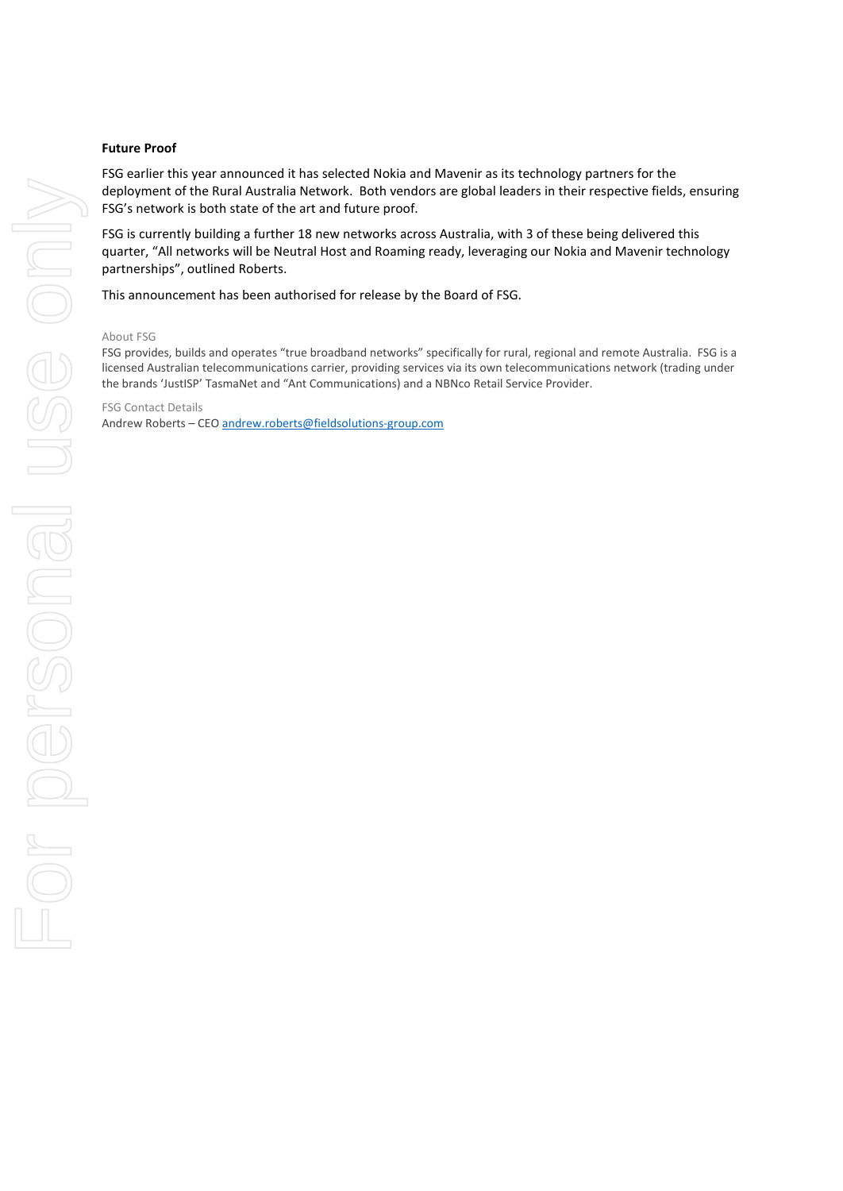**Future Proof**

FSG earlier this year announced it has selected Nokia and Mavenir as its technology partners for the deployment of the Rural Australia Network. Both vendors are global leaders in their respective fields, ensuring FSG's network is both state of the art and future proof.

FSG is currently building a further 18 new networks across Australia, with 3 of these being delivered this quarter, "All networks will be Neutral Host and Roaming ready, leveraging our Nokia and Mavenir technology partnerships", outlined Roberts.

This announcement has been authorised for release by the Board of FSG.

About FSG

FSG provides, builds and operates "true broadband networks" specifically for rural, regional and remote Australia. FSG is a licensed Australian telecommunications carrier, providing services via its own telecommunications network (trading under the brands 'JustISP' TasmaNet and "Ant Communications) and a NBNco Retail Service Provider.

FSG Contact Details

Andrew Roberts – CEO andrew.roberts@fieldsolutions-group.com